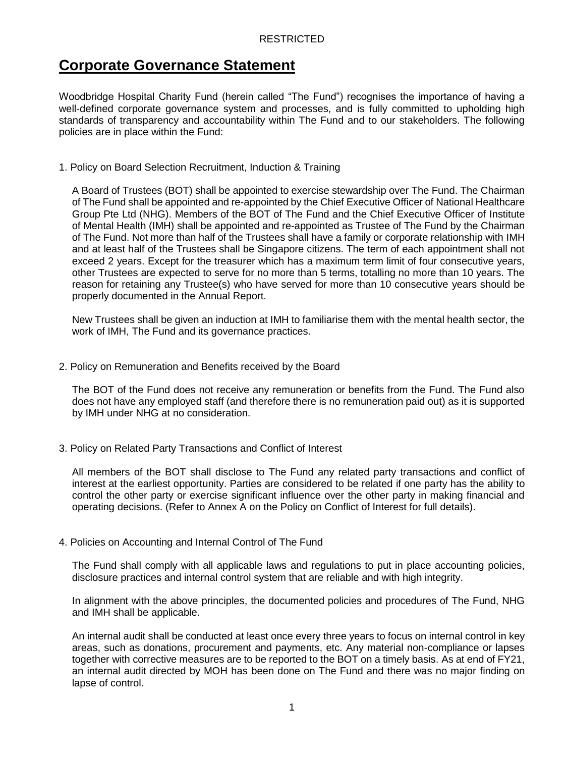RESTRICTED

# Corporate Governance Statement

Woodbridge Hospital Charity Fund (herein called "The Fund") recognises the importance of having a well-defined corporate governance system and processes, and is fully committed to upholding high standards of transparency and accountability within The Fund and to our stakeholders. The following policies are in place within the Fund:

1. Policy on Board Selection Recruitment, Induction & Training

   A Board of Trustees (BOT) shall be appointed to exercise stewardship over The Fund. The Chairman of The Fund shall be appointed and re-appointed by the Chief Executive Officer of National Healthcare Group Pte Ltd (NHG). Members of the BOT of The Fund and the Chief Executive Officer of Institute of Mental Health (IMH) shall be appointed and re-appointed as Trustee of The Fund by the Chairman of The Fund. Not more than half of the Trustees shall have a family or corporate relationship with IMH and at least half of the Trustees shall be Singapore citizens. The term of each appointment shall not exceed 2 years. Except for the treasurer which has a maximum term limit of four consecutive years, other Trustees are expected to serve for no more than 5 terms, totalling no more than 10 years. The reason for retaining any Trustee(s) who have served for more than 10 consecutive years should be properly documented in the Annual Report.

   New Trustees shall be given an induction at IMH to familiarise them with the mental health sector, the work of IMH, The Fund and its governance practices.

2. Policy on Remuneration and Benefits received by the Board

   The BOT of the Fund does not receive any remuneration or benefits from the Fund. The Fund also does not have any employed staff (and therefore there is no remuneration paid out) as it is supported by IMH under NHG at no consideration.

3. Policy on Related Party Transactions and Conflict of Interest

   All members of the BOT shall disclose to The Fund any related party transactions and conflict of interest at the earliest opportunity. Parties are considered to be related if one party has the ability to control the other party or exercise significant influence over the other party in making financial and operating decisions. (Refer to Annex A on the Policy on Conflict of Interest for full details).

4. Policies on Accounting and Internal Control of The Fund

   The Fund shall comply with all applicable laws and regulations to put in place accounting policies, disclosure practices and internal control system that are reliable and with high integrity.

   In alignment with the above principles, the documented policies and procedures of The Fund, NHG and IMH shall be applicable.

   An internal audit shall be conducted at least once every three years to focus on internal control in key areas, such as donations, procurement and payments, etc. Any material non-compliance or lapses together with corrective measures are to be reported to the BOT on a timely basis. As at end of FY21, an internal audit directed by MOH has been done on The Fund and there was no major finding on lapse of control.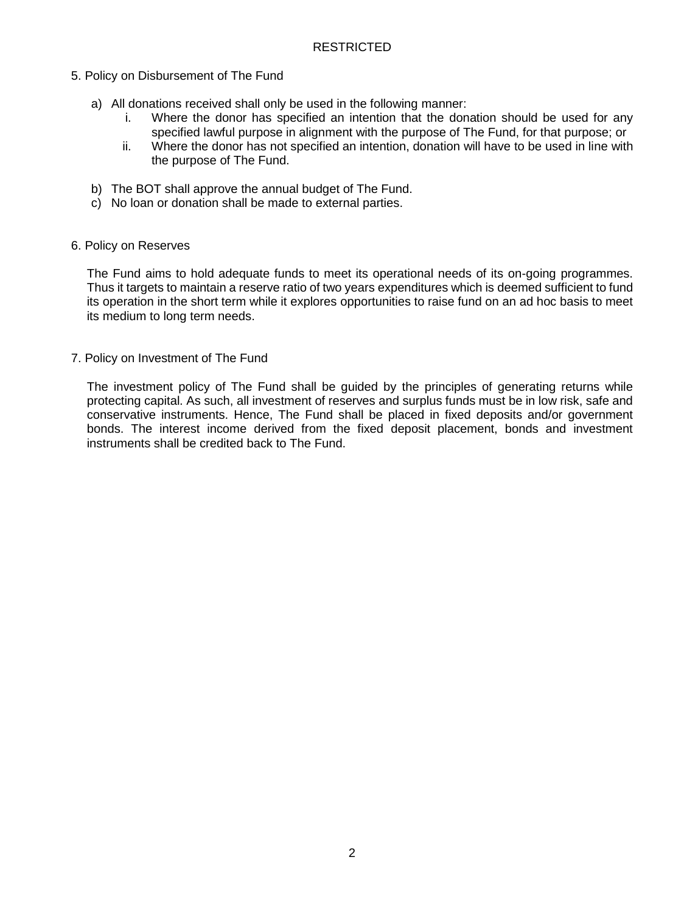## 5. Policy on Disbursement of The Fund

a) All donations received shall only be used in the following manner:
   i. Where the donor has specified an intention that the donation should be used for any specified lawful purpose in alignment with the purpose of The Fund, for that purpose; or
   ii. Where the donor has not specified an intention, donation will have to be used in line with the purpose of The Fund.

b) The BOT shall approve the annual budget of The Fund.

c) No loan or donation shall be made to external parties.

## 6. Policy on Reserves

The Fund aims to hold adequate funds to meet its operational needs of its on-going programmes. Thus it targets to maintain a reserve ratio of two years expenditures which is deemed sufficient to fund its operation in the short term while it explores opportunities to raise fund on an ad hoc basis to meet its medium to long term needs.

## 7. Policy on Investment of The Fund

The investment policy of The Fund shall be guided by the principles of generating returns while protecting capital. As such, all investment of reserves and surplus funds must be in low risk, safe and conservative instruments. Hence, The Fund shall be placed in fixed deposits and/or government bonds. The interest income derived from the fixed deposit placement, bonds and investment instruments shall be credited back to The Fund.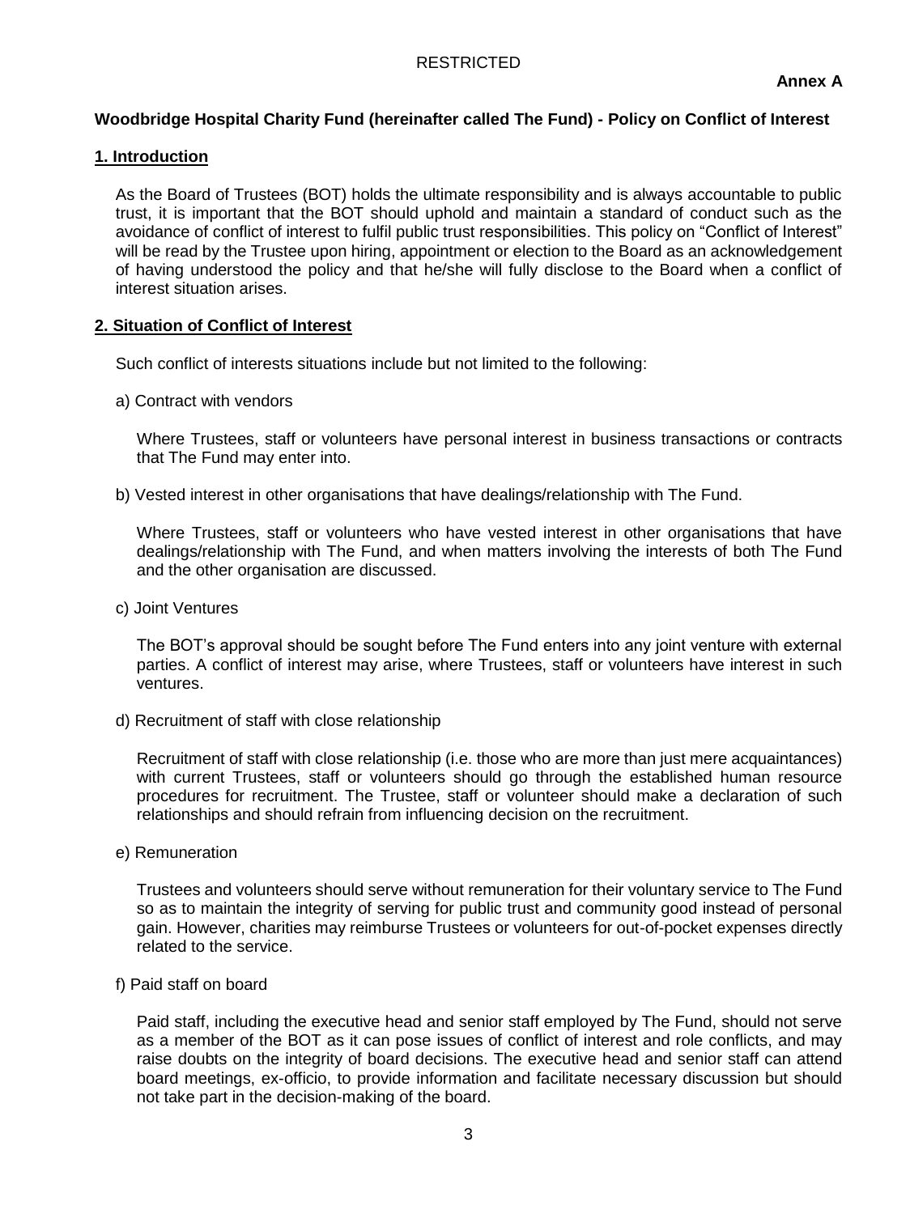RESTRICTED

**Annex A**

**Woodbridge Hospital Charity Fund (hereinafter called The Fund) - Policy on Conflict of Interest**

## 1. Introduction

As the Board of Trustees (BOT) holds the ultimate responsibility and is always accountable to public trust, it is important that the BOT should uphold and maintain a standard of conduct such as the avoidance of conflict of interest to fulfil public trust responsibilities. This policy on "Conflict of Interest" will be read by the Trustee upon hiring, appointment or election to the Board as an acknowledgement of having understood the policy and that he/she will fully disclose to the Board when a conflict of interest situation arises.

## 2. Situation of Conflict of Interest

Such conflict of interests situations include but not limited to the following:

a) Contract with vendors

Where Trustees, staff or volunteers have personal interest in business transactions or contracts that The Fund may enter into.

b) Vested interest in other organisations that have dealings/relationship with The Fund.

Where Trustees, staff or volunteers who have vested interest in other organisations that have dealings/relationship with The Fund, and when matters involving the interests of both The Fund and the other organisation are discussed.

c) Joint Ventures

The BOT's approval should be sought before The Fund enters into any joint venture with external parties. A conflict of interest may arise, where Trustees, staff or volunteers have interest in such ventures.

d) Recruitment of staff with close relationship

Recruitment of staff with close relationship (i.e. those who are more than just mere acquaintances) with current Trustees, staff or volunteers should go through the established human resource procedures for recruitment. The Trustee, staff or volunteer should make a declaration of such relationships and should refrain from influencing decision on the recruitment.

e) Remuneration

Trustees and volunteers should serve without remuneration for their voluntary service to The Fund so as to maintain the integrity of serving for public trust and community good instead of personal gain. However, charities may reimburse Trustees or volunteers for out-of-pocket expenses directly related to the service.

f) Paid staff on board

Paid staff, including the executive head and senior staff employed by The Fund, should not serve as a member of the BOT as it can pose issues of conflict of interest and role conflicts, and may raise doubts on the integrity of board decisions. The executive head and senior staff can attend board meetings, ex-officio, to provide information and facilitate necessary discussion but should not take part in the decision-making of the board.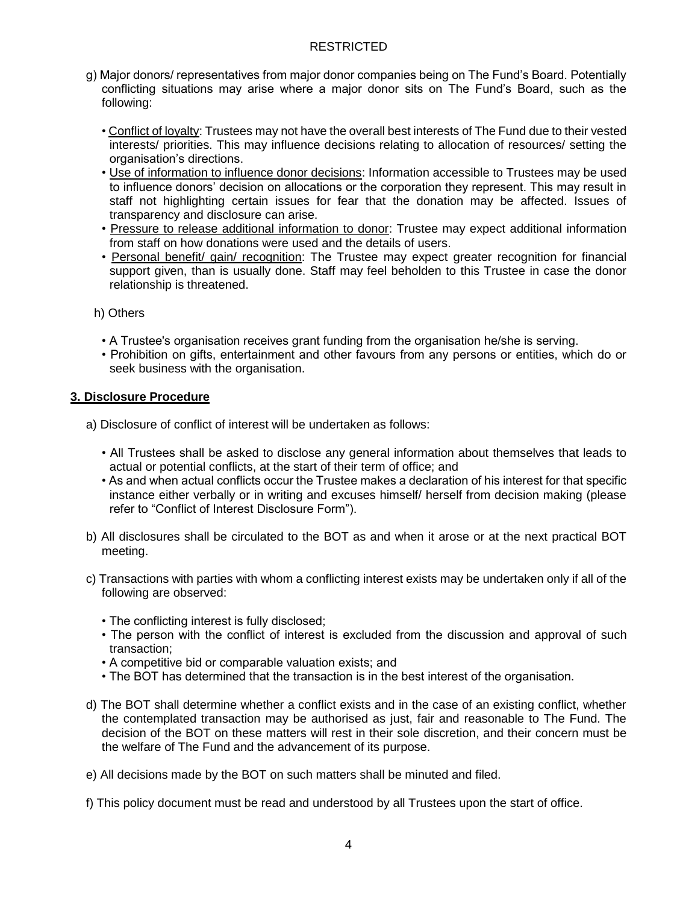g) Major donors/ representatives from major donor companies being on The Fund's Board. Potentially conflicting situations may arise where a major donor sits on The Fund's Board, such as the following:

- Conflict of loyalty: Trustees may not have the overall best interests of The Fund due to their vested interests/ priorities. This may influence decisions relating to allocation of resources/ setting the organisation's directions.
- Use of information to influence donor decisions: Information accessible to Trustees may be used to influence donors' decision on allocations or the corporation they represent. This may result in staff not highlighting certain issues for fear that the donation may be affected. Issues of transparency and disclosure can arise.
- Pressure to release additional information to donor: Trustee may expect additional information from staff on how donations were used and the details of users.
- Personal benefit/ gain/ recognition: The Trustee may expect greater recognition for financial support given, than is usually done. Staff may feel beholden to this Trustee in case the donor relationship is threatened.

h) Others

- A Trustee's organisation receives grant funding from the organisation he/she is serving.
- Prohibition on gifts, entertainment and other favours from any persons or entities, which do or seek business with the organisation.

## 3. Disclosure Procedure

a) Disclosure of conflict of interest will be undertaken as follows:

- All Trustees shall be asked to disclose any general information about themselves that leads to actual or potential conflicts, at the start of their term of office; and
- As and when actual conflicts occur the Trustee makes a declaration of his interest for that specific instance either verbally or in writing and excuses himself/ herself from decision making (please refer to "Conflict of Interest Disclosure Form").

b) All disclosures shall be circulated to the BOT as and when it arose or at the next practical BOT meeting.

c) Transactions with parties with whom a conflicting interest exists may be undertaken only if all of the following are observed:

- The conflicting interest is fully disclosed;
- The person with the conflict of interest is excluded from the discussion and approval of such transaction;
- A competitive bid or comparable valuation exists; and
- The BOT has determined that the transaction is in the best interest of the organisation.

d) The BOT shall determine whether a conflict exists and in the case of an existing conflict, whether the contemplated transaction may be authorised as just, fair and reasonable to The Fund. The decision of the BOT on these matters will rest in their sole discretion, and their concern must be the welfare of The Fund and the advancement of its purpose.

e) All decisions made by the BOT on such matters shall be minuted and filed.

f) This policy document must be read and understood by all Trustees upon the start of office.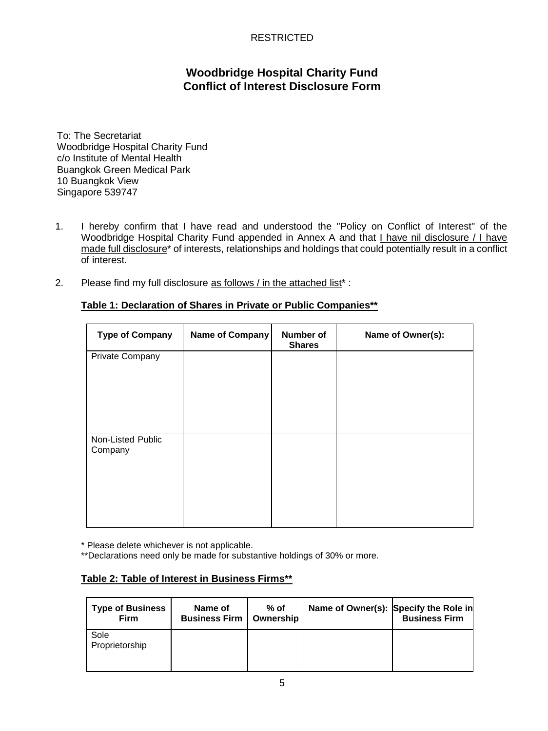RESTRICTED

# Woodbridge Hospital Charity Fund
# Conflict of Interest Disclosure Form

To: The Secretariat
Woodbridge Hospital Charity Fund
c/o Institute of Mental Health
Buangkok Green Medical Park
10 Buangkok View
Singapore 539747

1. I hereby confirm that I have read and understood the "Policy on Conflict of Interest" of the Woodbridge Hospital Charity Fund appended in Annex A and that <u>I have nil disclosure / I have made full disclosure</u>* of interests, relationships and holdings that could potentially result in a conflict of interest.

2. Please find my full disclosure <u>as follows / in the attached list</u>* :

**<u>Table 1: Declaration of Shares in Private or Public Companies**</u>**

| Type of Company | Name of Company | Number of Shares | Name of Owner(s): |
|---|---|---|---|
| Private Company | | | |
| Non-Listed Public Company | | | |

\* Please delete whichever is not applicable.
**Declarations need only be made for substantive holdings of 30% or more.

**<u>Table 2: Table of Interest in Business Firms**</u>**

| Type of Business Firm | Name of Business Firm | % of Ownership | Name of Owner(s): | Specify the Role in Business Firm |
|---|---|---|---|---|
| Sole Proprietorship | | | | |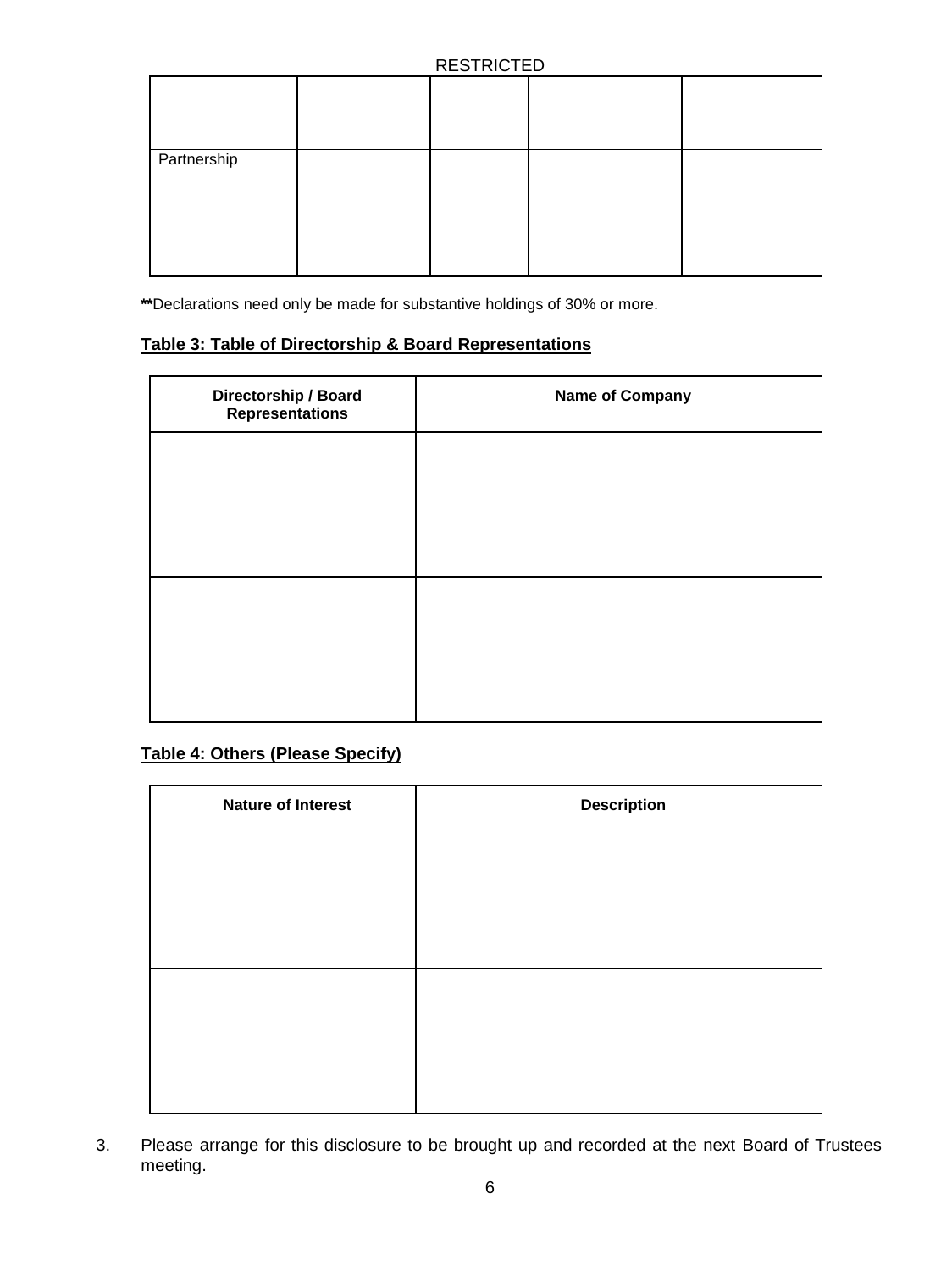| | | | | |
|---|---|---|---|---|
| | | | | |
| Partnership | | | | |

**Declarations need only be made for substantive holdings of 30% or more.

**Table 3: Table of Directorship & Board Representations**

| Directorship / Board Representations | Name of Company |
|---|---|
| | |
| | |

**Table 4: Others (Please Specify)**

| Nature of Interest | Description |
|---|---|
| | |
| | |

3. Please arrange for this disclosure to be brought up and recorded at the next Board of Trustees meeting.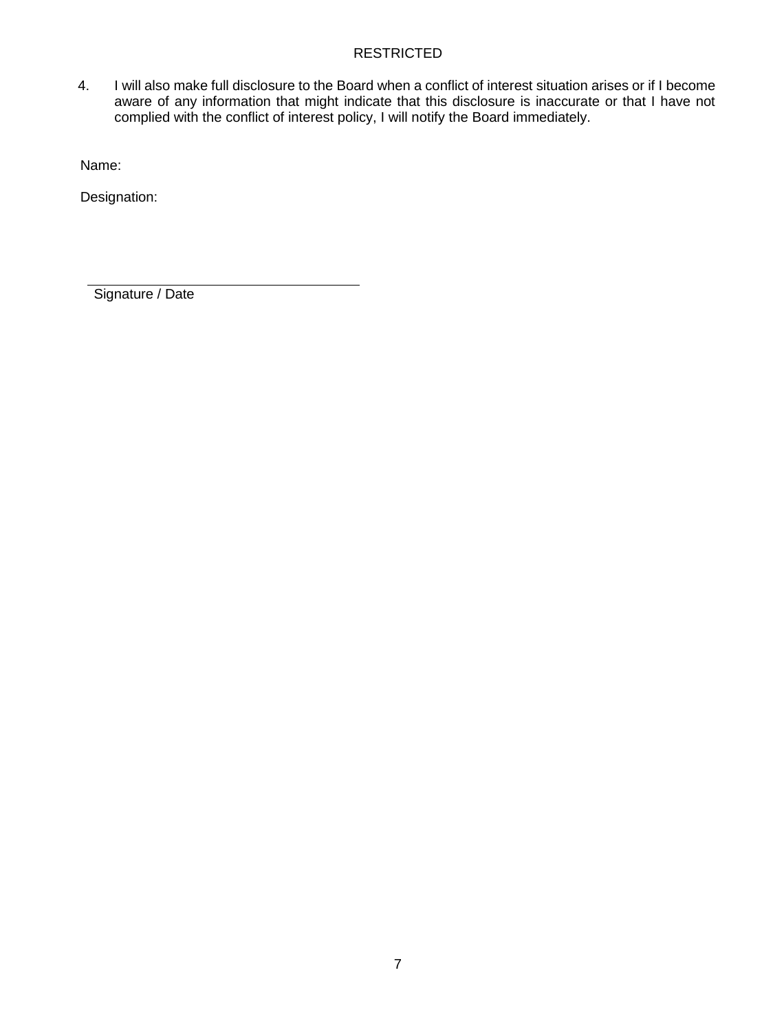4. I will also make full disclosure to the Board when a conflict of interest situation arises or if I become aware of any information that might indicate that this disclosure is inaccurate or that I have not complied with the conflict of interest policy, I will notify the Board immediately.

Name:

Designation:

\_\_\_\_\_\_\_\_\_\_\_\_\_\_\_\_\_\_\_\_\_\_\_\_\_\_\_\_\_\_\_\_\_\_\_\_

Signature / Date